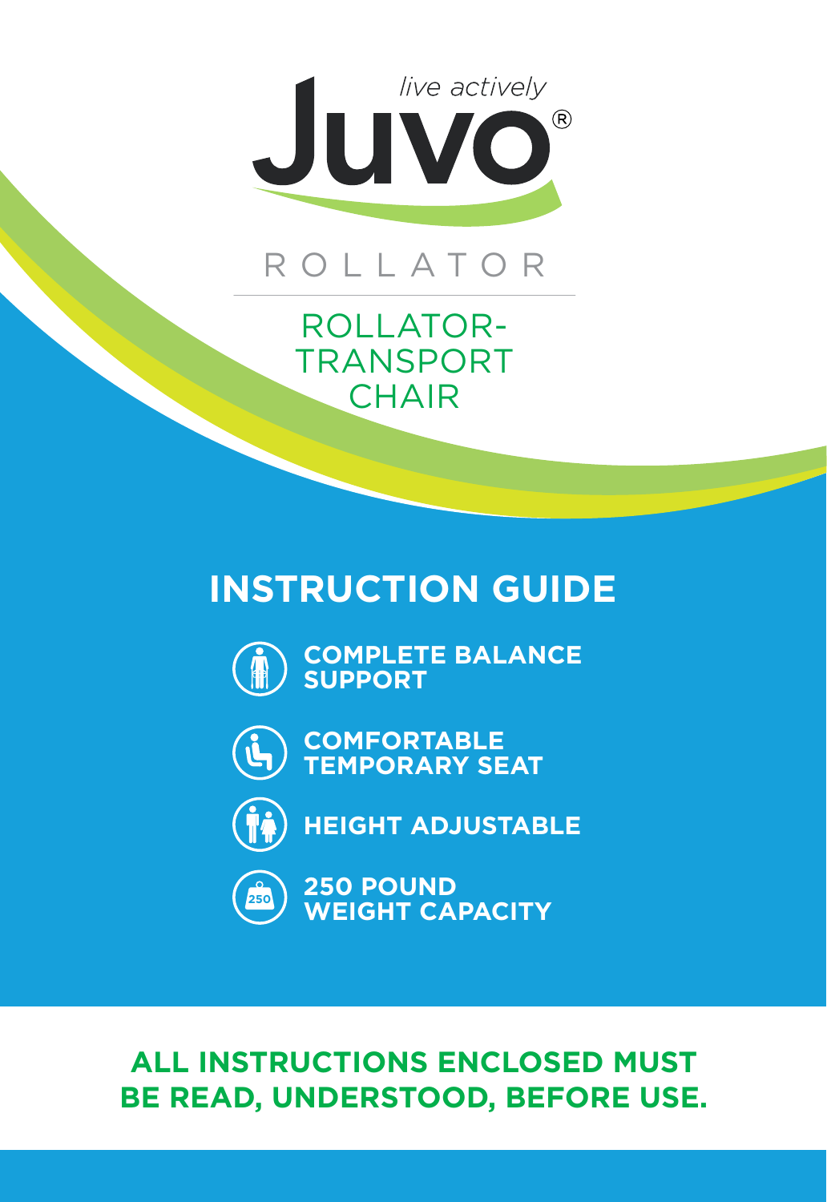*live actively*

# Juvo®

ROLLATOR

ROLLATOR-TRANSPORT CHAIR

## INSTRUCTION GUIDE

- **COMPLETE BALANCE SUPPORT**
- **COMFORTABLE TEMPORARY SEAT**
- **HEIGHT ADJUSTABLE**
- **250 POUND WEIGHT CAPACITY**

**ALL INSTRUCTIONS ENCLOSED MUST BE READ, UNDERSTOOD, BEFORE USE.**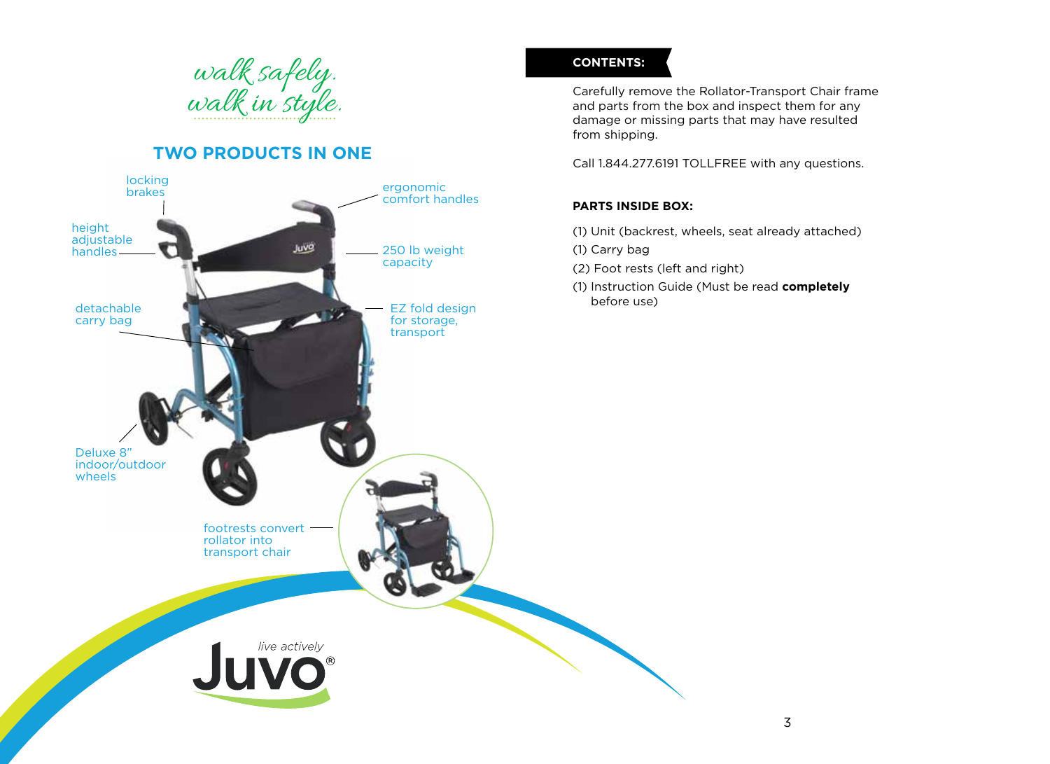*walk safely.*
*walk in style.*

## TWO PRODUCTS IN ONE

- locking brakes
- height adjustable handles
- detachable carry bag
- Deluxe 8" indoor/outdoor wheels
- ergonomic comfort handles
- 250 lb weight capacity
- EZ fold design for storage, transport
- footrests convert rollator into transport chair

Juvo® live actively

## CONTENTS:

Carefully remove the Rollator-Transport Chair frame and parts from the box and inspect them for any damage or missing parts that may have resulted from shipping.

Call 1.844.277.6191 TOLLFREE with any questions.

**PARTS INSIDE BOX:**

(1) Unit (backrest, wheels, seat already attached)
(1) Carry bag
(2) Foot rests (left and right)
(1) Instruction Guide (Must be read **completely** before use)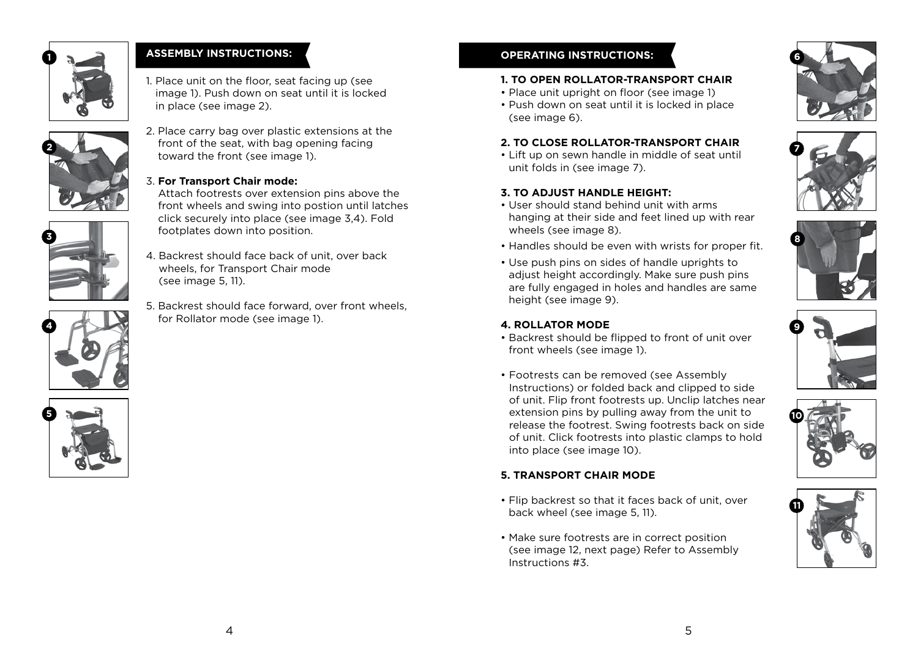## ASSEMBLY INSTRUCTIONS:

1. Place unit on the floor, seat facing up (see image 1). Push down on seat until it is locked in place (see image 2).

2. Place carry bag over plastic extensions at the front of the seat, with bag opening facing toward the front (see image 1).

3. **For Transport Chair mode:**
   Attach footrests over extension pins above the front wheels and swing into postion until latches click securely into place (see image 3,4). Fold footplates down into position.

4. Backrest should face back of unit, over back wheels, for Transport Chair mode (see image 5, 11).

5. Backrest should face forward, over front wheels, for Rollator mode (see image 1).

## OPERATING INSTRUCTIONS:

**1. TO OPEN ROLLATOR-TRANSPORT CHAIR**

- Place unit upright on floor (see image 1)
- Push down on seat until it is locked in place (see image 6).

**2. TO CLOSE ROLLATOR-TRANSPORT CHAIR**

- Lift up on sewn handle in middle of seat until unit folds in (see image 7).

**3. TO ADJUST HANDLE HEIGHT:**

- User should stand behind unit with arms hanging at their side and feet lined up with rear wheels (see image 8).
- Handles should be even with wrists for proper fit.
- Use push pins on sides of handle uprights to adjust height accordingly. Make sure push pins are fully engaged in holes and handles are same height (see image 9).

**4. ROLLATOR MODE**

- Backrest should be flipped to front of unit over front wheels (see image 1).

- Footrests can be removed (see Assembly Instructions) or folded back and clipped to side of unit. Flip front footrests up. Unclip latches near extension pins by pulling away from the unit to release the footrest. Swing footrests back on side of unit. Click footrests into plastic clamps to hold into place (see image 10).

**5. TRANSPORT CHAIR MODE**

- Flip backrest so that it faces back of unit, over back wheel (see image 5, 11).

- Make sure footrests are in correct position (see image 12, next page) Refer to Assembly Instructions #3.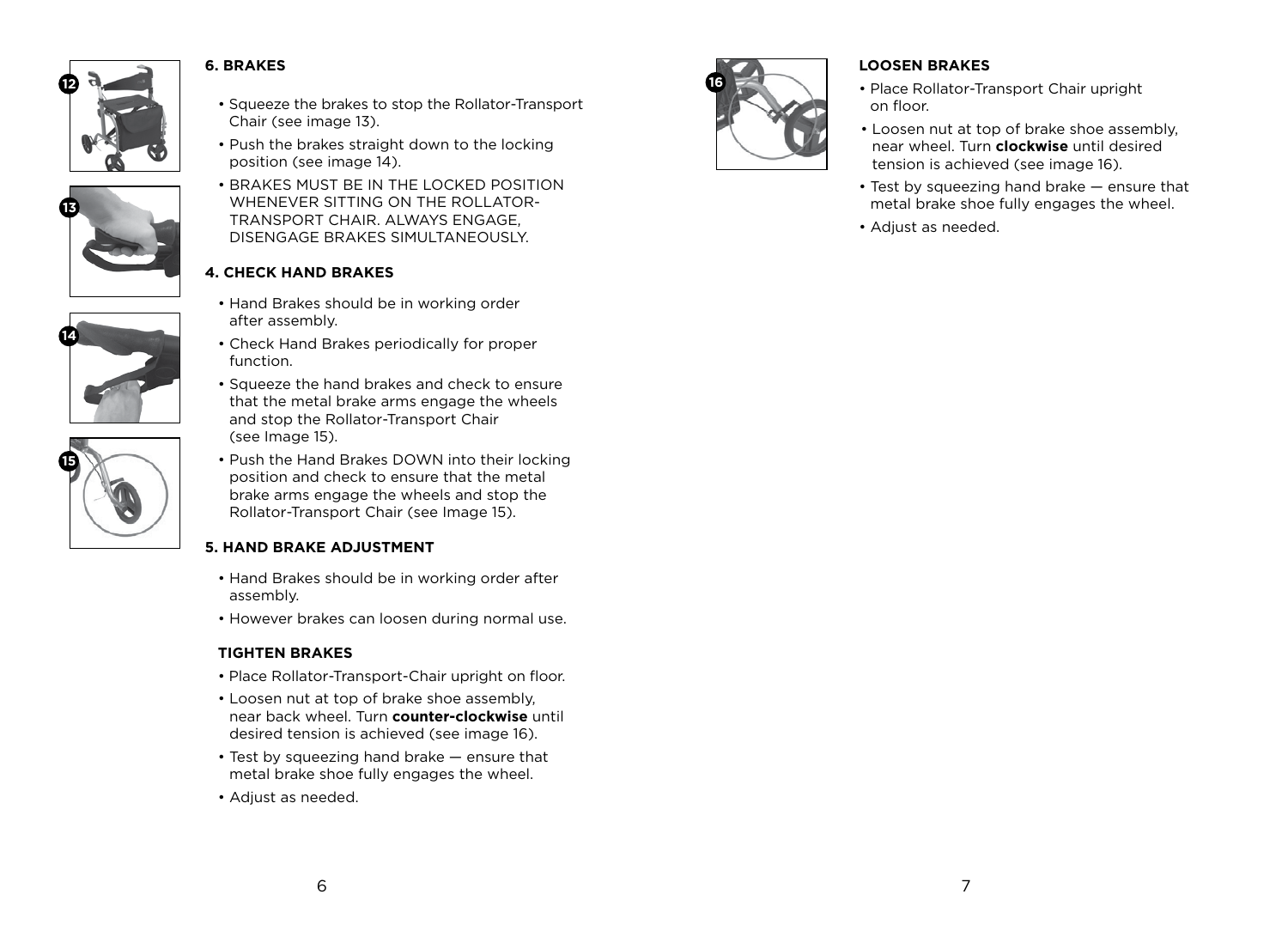## 6. BRAKES

- Squeeze the brakes to stop the Rollator-Transport Chair (see image 13).
- Push the brakes straight down to the locking position (see image 14).
- BRAKES MUST BE IN THE LOCKED POSITION WHENEVER SITTING ON THE ROLLATOR-TRANSPORT CHAIR. ALWAYS ENGAGE, DISENGAGE BRAKES SIMULTANEOUSLY.

## 4. CHECK HAND BRAKES

- Hand Brakes should be in working order after assembly.
- Check Hand Brakes periodically for proper function.
- Squeeze the hand brakes and check to ensure that the metal brake arms engage the wheels and stop the Rollator-Transport Chair (see Image 15).
- Push the Hand Brakes DOWN into their locking position and check to ensure that the metal brake arms engage the wheels and stop the Rollator-Transport Chair (see Image 15).

## 5. HAND BRAKE ADJUSTMENT

- Hand Brakes should be in working order after assembly.
- However brakes can loosen during normal use.

### TIGHTEN BRAKES

- Place Rollator-Transport-Chair upright on floor.
- Loosen nut at top of brake shoe assembly, near back wheel. Turn **counter-clockwise** until desired tension is achieved (see image 16).
- Test by squeezing hand brake — ensure that metal brake shoe fully engages the wheel.
- Adjust as needed.

### LOOSEN BRAKES

- Place Rollator-Transport Chair upright on floor.
- Loosen nut at top of brake shoe assembly, near wheel. Turn **clockwise** until desired tension is achieved (see image 16).
- Test by squeezing hand brake — ensure that metal brake shoe fully engages the wheel.
- Adjust as needed.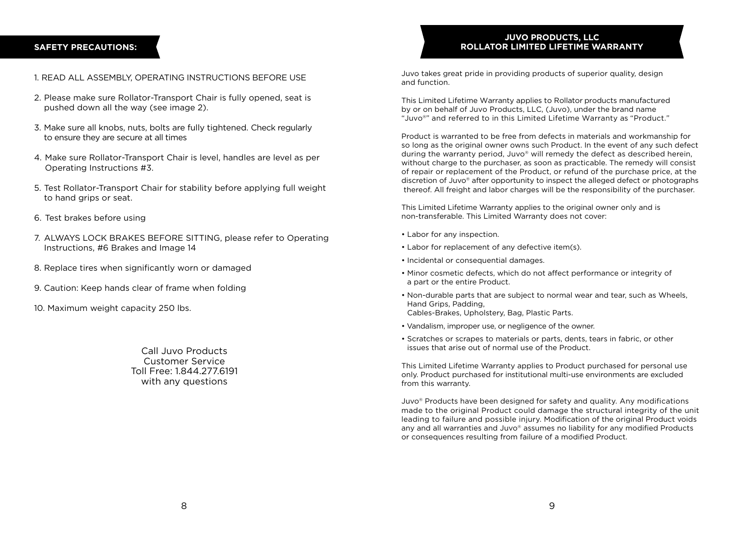## SAFETY PRECAUTIONS:

1. READ ALL ASSEMBLY, OPERATING INSTRUCTIONS BEFORE USE
2. Please make sure Rollator-Transport Chair is fully opened, seat is pushed down all the way (see image 2).
3. Make sure all knobs, nuts, bolts are fully tightened. Check regularly to ensure they are secure at all times
4. Make sure Rollator-Transport Chair is level, handles are level as per Operating Instructions #3.
5. Test Rollator-Transport Chair for stability before applying full weight to hand grips or seat.
6. Test brakes before using
7. ALWAYS LOCK BRAKES BEFORE SITTING, please refer to Operating Instructions, #6 Brakes and Image 14
8. Replace tires when significantly worn or damaged
9. Caution: Keep hands clear of frame when folding
10. Maximum weight capacity 250 lbs.

Call Juvo Products
Customer Service
Toll Free: 1.844.277.6191
with any questions

## JUVO PRODUCTS, LLC
## ROLLATOR LIMITED LIFETIME WARRANTY

Juvo takes great pride in providing products of superior quality, design and function.

This Limited Lifetime Warranty applies to Rollator products manufactured by or on behalf of Juvo Products, LLC, (Juvo), under the brand name “Juvo®” and referred to in this Limited Lifetime Warranty as “Product.”

Product is warranted to be free from defects in materials and workmanship for so long as the original owner owns such Product. In the event of any such defect during the warranty period, Juvo® will remedy the defect as described herein, without charge to the purchaser, as soon as practicable. The remedy will consist of repair or replacement of the Product, or refund of the purchase price, at the discretion of Juvo® after opportunity to inspect the alleged defect or photographs thereof. All freight and labor charges will be the responsibility of the purchaser.

This Limited Lifetime Warranty applies to the original owner only and is non-transferable. This Limited Warranty does not cover:

- Labor for any inspection.
- Labor for replacement of any defective item(s).
- Incidental or consequential damages.
- Minor cosmetic defects, which do not affect performance or integrity of a part or the entire Product.
- Non-durable parts that are subject to normal wear and tear, such as Wheels, Hand Grips, Padding,
  Cables-Brakes, Upholstery, Bag, Plastic Parts.
- Vandalism, improper use, or negligence of the owner.
- Scratches or scrapes to materials or parts, dents, tears in fabric, or other issues that arise out of normal use of the Product.

This Limited Lifetime Warranty applies to Product purchased for personal use only. Product purchased for institutional multi-use environments are excluded from this warranty.

Juvo® Products have been designed for safety and quality. Any modifications made to the original Product could damage the structural integrity of the unit leading to failure and possible injury. Modification of the original Product voids any and all warranties and Juvo® assumes no liability for any modified Products or consequences resulting from failure of a modified Product.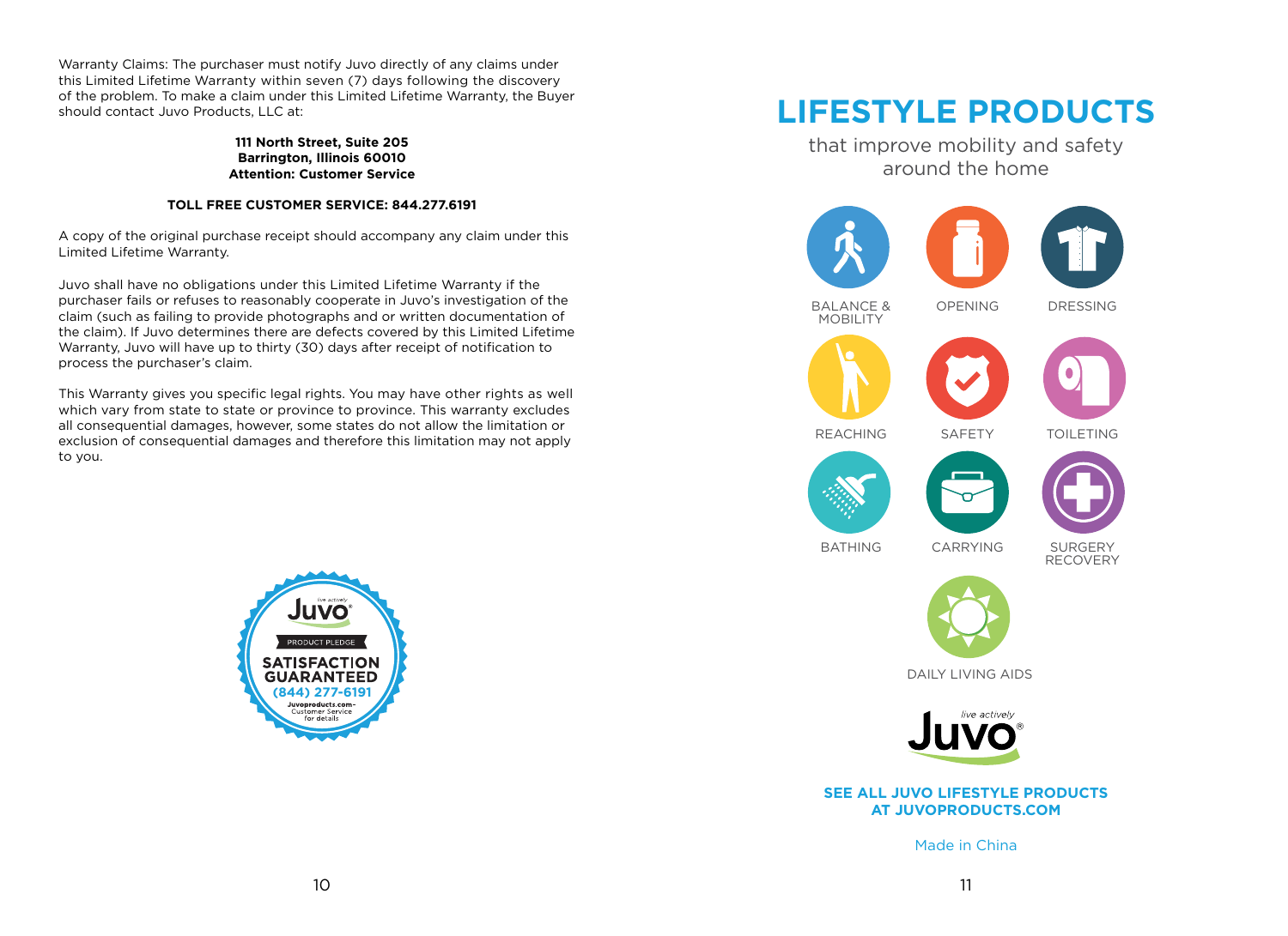Warranty Claims: The purchaser must notify Juvo directly of any claims under this Limited Lifetime Warranty within seven (7) days following the discovery of the problem. To make a claim under this Limited Lifetime Warranty, the Buyer should contact Juvo Products, LLC at:

**111 North Street, Suite 205**
**Barrington, Illinois 60010**
**Attention: Customer Service**

**TOLL FREE CUSTOMER SERVICE: 844.277.6191**

A copy of the original purchase receipt should accompany any claim under this Limited Lifetime Warranty.

Juvo shall have no obligations under this Limited Lifetime Warranty if the purchaser fails or refuses to reasonably cooperate in Juvo's investigation of the claim (such as failing to provide photographs and or written documentation of the claim). If Juvo determines there are defects covered by this Limited Lifetime Warranty, Juvo will have up to thirty (30) days after receipt of notification to process the purchaser's claim.

This Warranty gives you specific legal rights. You may have other rights as well which vary from state to state or province to province. This warranty excludes all consequential damages, however, some states do not allow the limitation or exclusion of consequential damages and therefore this limitation may not apply to you.

live actively
Juvo®
PRODUCT PLEDGE
SATISFACTION GUARANTEED
(844) 277-6191
Juvoproducts.com- Customer Service for details

# LIFESTYLE PRODUCTS

that improve mobility and safety around the home

- BALANCE & MOBILITY
- OPENING
- DRESSING
- REACHING
- SAFETY
- TOILETING
- BATHING
- CARRYING
- SURGERY RECOVERY
- DAILY LIVING AIDS

live actively
Juvo®

**SEE ALL JUVO LIFESTYLE PRODUCTS AT JUVOPRODUCTS.COM**

Made in China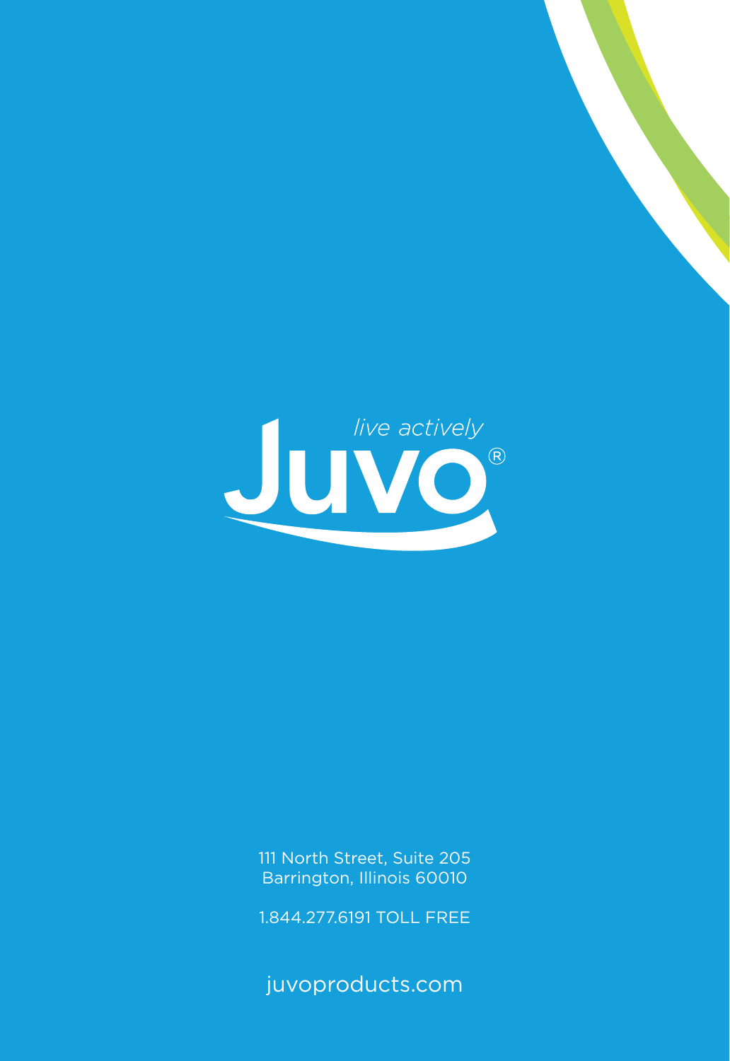live actively

Juvo®

111 North Street, Suite 205
Barrington, Illinois 60010

1.844.277.6191 TOLL FREE

juvoproducts.com